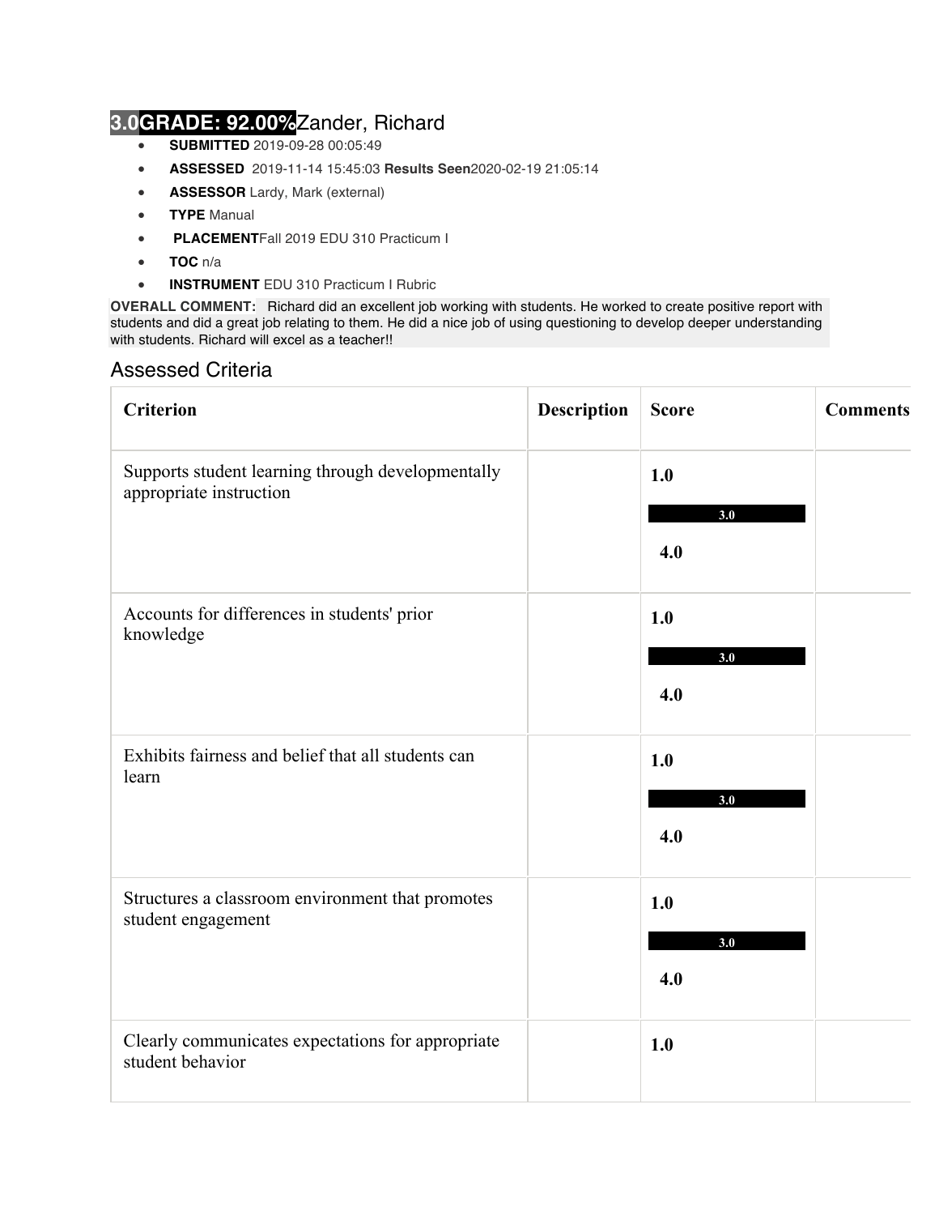# 3.0 GRADE: 92.00% Zander, Richard

- **SUBMITTED** 2019-09-28 00:05:49
- **ASSESSED** 2019-11-14 15:45:03 **Results Seen** 2020-02-19 21:05:14
- **ASSESSOR** Lardy, Mark (external)
- **TYPE** Manual
- **PLACEMENT** Fall 2019 EDU 310 Practicum I
- **TOC** n/a
- **INSTRUMENT** EDU 310 Practicum I Rubric

**OVERALL COMMENT:** Richard did an excellent job working with students. He worked to create positive report with students and did a great job relating to them. He did a nice job of using questioning to develop deeper understanding with students. Richard will excel as a teacher!!

## Assessed Criteria

| Criterion | Description | Score | Comments |
|---|---|---|---|
| Supports student learning through developmentally appropriate instruction | | **1.0** **3.0** **4.0** | |
| Accounts for differences in students' prior knowledge | | **1.0** **3.0** **4.0** | |
| Exhibits fairness and belief that all students can learn | | **1.0** **3.0** **4.0** | |
| Structures a classroom environment that promotes student engagement | | **1.0** **3.0** **4.0** | |
| Clearly communicates expectations for appropriate student behavior | | **1.0** | |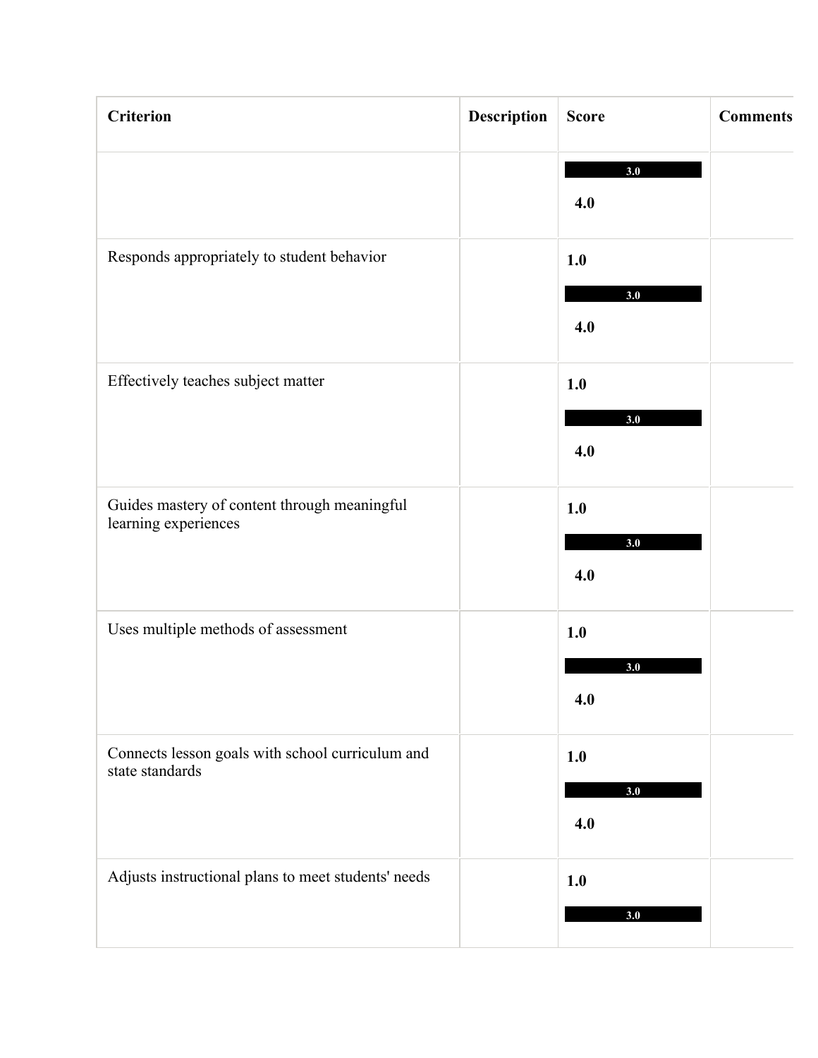| Criterion | Description | Score | Comments |
|---|---|---|---|
| | | **3.0** **4.0** | |
| Responds appropriately to student behavior | | **1.0** **3.0** **4.0** | |
| Effectively teaches subject matter | | **1.0** **3.0** **4.0** | |
| Guides mastery of content through meaningful learning experiences | | **1.0** **3.0** **4.0** | |
| Uses multiple methods of assessment | | **1.0** **3.0** **4.0** | |
| Connects lesson goals with school curriculum and state standards | | **1.0** **3.0** **4.0** | |
| Adjusts instructional plans to meet students' needs | | **1.0** **3.0** | |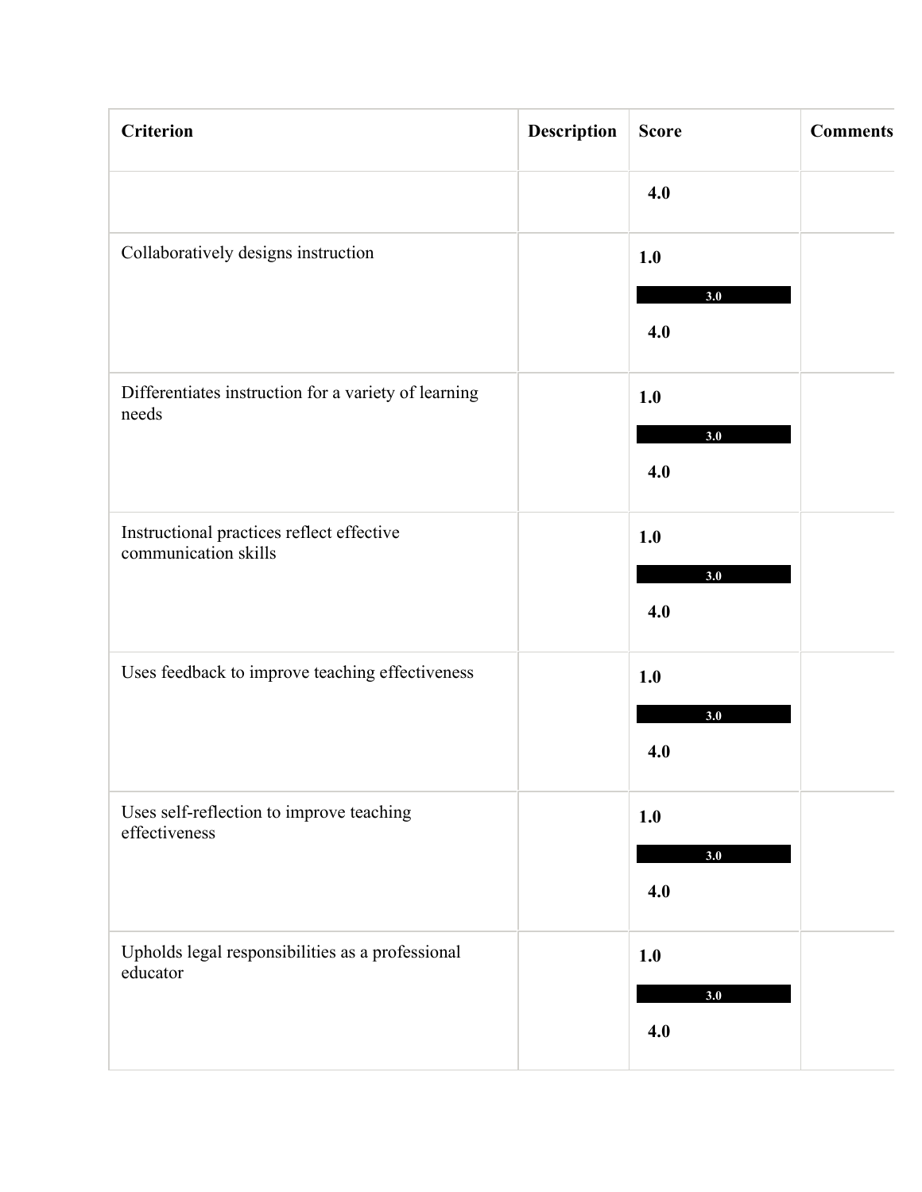| Criterion | Description | Score | Comments |
| --- | --- | --- | --- |
| | | 4.0 | |
| Collaboratively designs instruction | | 1.0<br>3.0<br>4.0 | |
| Differentiates instruction for a variety of learning needs | | 1.0<br>3.0<br>4.0 | |
| Instructional practices reflect effective communication skills | | 1.0<br>3.0<br>4.0 | |
| Uses feedback to improve teaching effectiveness | | 1.0<br>3.0<br>4.0 | |
| Uses self-reflection to improve teaching effectiveness | | 1.0<br>3.0<br>4.0 | |
| Upholds legal responsibilities as a professional educator | | 1.0<br>3.0<br>4.0 | |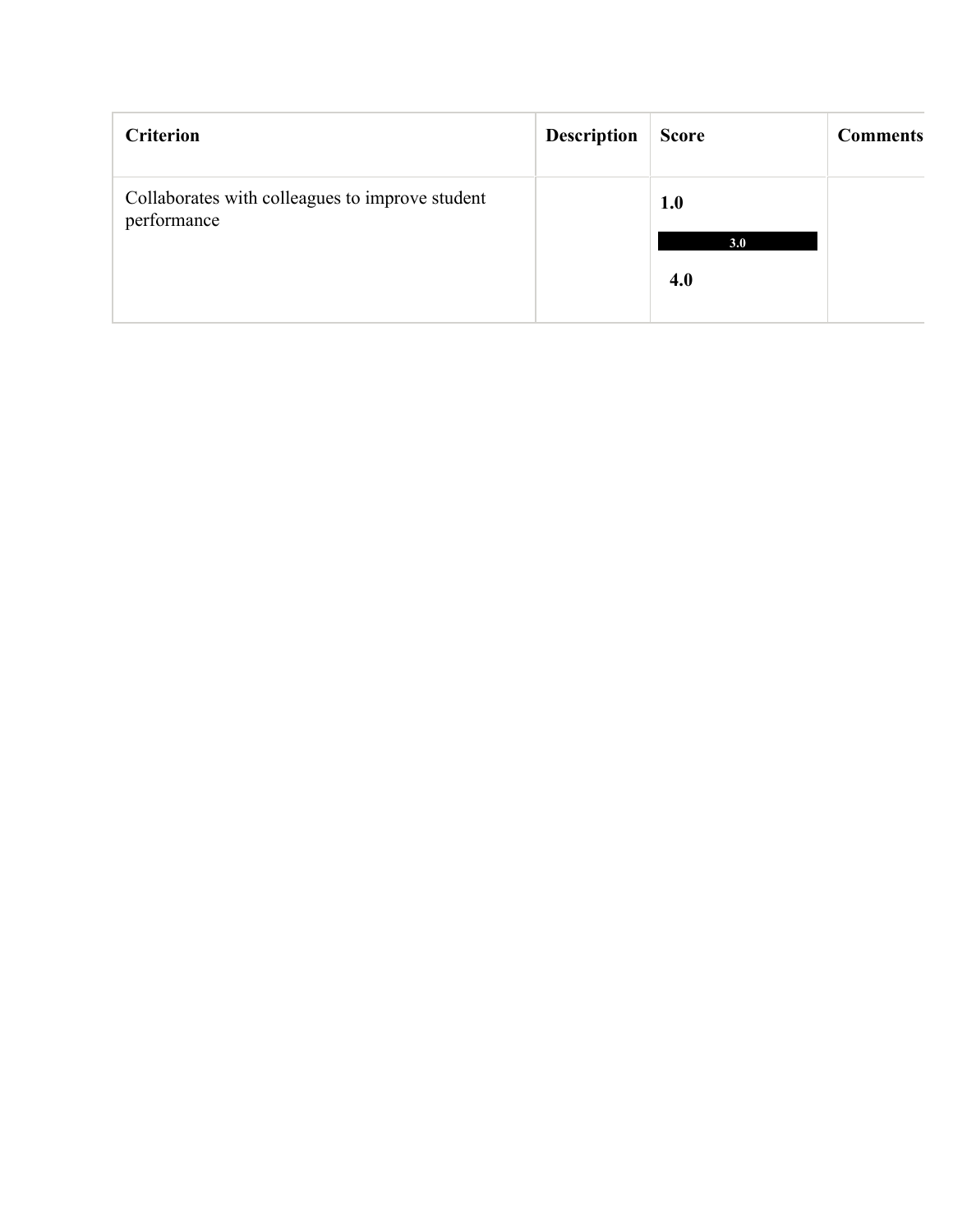| Criterion | Description | Score | Comments |
|---|---|---|---|
| Collaborates with colleagues to improve student performance | | **1.0**<br>**3.0**<br>**4.0** | |